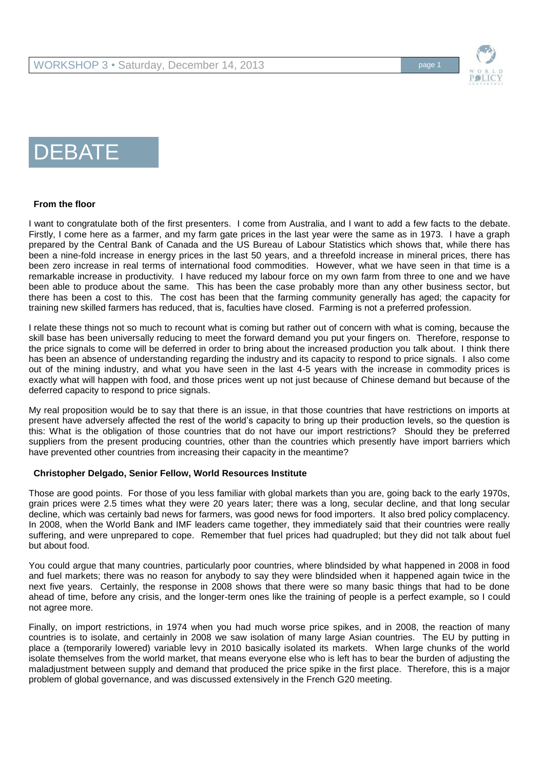# DEBATE

**From the floor**

I want to congratulate both of the first presenters. I come from Australia, and I want to add a few facts to the debate. Firstly, I come here as a farmer, and my farm gate prices in the last year were the same as in 1973. I have a graph prepared by the Central Bank of Canada and the US Bureau of Labour Statistics which shows that, while there has been a nine-fold increase in energy prices in the last 50 years, and a threefold increase in mineral prices, there has been zero increase in real terms of international food commodities. However, what we have seen in that time is a remarkable increase in productivity. I have reduced my labour force on my own farm from three to one and we have been able to produce about the same. This has been the case probably more than any other business sector, but there has been a cost to this. The cost has been that the farming community generally has aged; the capacity for training new skilled farmers has reduced, that is, faculties have closed. Farming is not a preferred profession.

I relate these things not so much to recount what is coming but rather out of concern with what is coming, because the skill base has been universally reducing to meet the forward demand you put your fingers on. Therefore, response to the price signals to come will be deferred in order to bring about the increased production you talk about. I think there has been an absence of understanding regarding the industry and its capacity to respond to price signals. I also come out of the mining industry, and what you have seen in the last 4-5 years with the increase in commodity prices is exactly what will happen with food, and those prices went up not just because of Chinese demand but because of the deferred capacity to respond to price signals.

My real proposition would be to say that there is an issue, in that those countries that have restrictions on imports at present have adversely affected the rest of the world's capacity to bring up their production levels, so the question is this: What is the obligation of those countries that do not have our import restrictions? Should they be preferred suppliers from the present producing countries, other than the countries which presently have import barriers which have prevented other countries from increasing their capacity in the meantime?

**Christopher Delgado, Senior Fellow, World Resources Institute**

Those are good points. For those of you less familiar with global markets than you are, going back to the early 1970s, grain prices were 2.5 times what they were 20 years later; there was a long, secular decline, and that long secular decline, which was certainly bad news for farmers, was good news for food importers. It also bred policy complacency. In 2008, when the World Bank and IMF leaders came together, they immediately said that their countries were really suffering, and were unprepared to cope. Remember that fuel prices had quadrupled; but they did not talk about fuel but about food.

You could argue that many countries, particularly poor countries, where blindsided by what happened in 2008 in food and fuel markets; there was no reason for anybody to say they were blindsided when it happened again twice in the next five years. Certainly, the response in 2008 shows that there were so many basic things that had to be done ahead of time, before any crisis, and the longer-term ones like the training of people is a perfect example, so I could not agree more.

Finally, on import restrictions, in 1974 when you had much worse price spikes, and in 2008, the reaction of many countries is to isolate, and certainly in 2008 we saw isolation of many large Asian countries. The EU by putting in place a (temporarily lowered) variable levy in 2010 basically isolated its markets. When large chunks of the world isolate themselves from the world market, that means everyone else who is left has to bear the burden of adjusting the maladjustment between supply and demand that produced the price spike in the first place. Therefore, this is a major problem of global governance, and was discussed extensively in the French G20 meeting.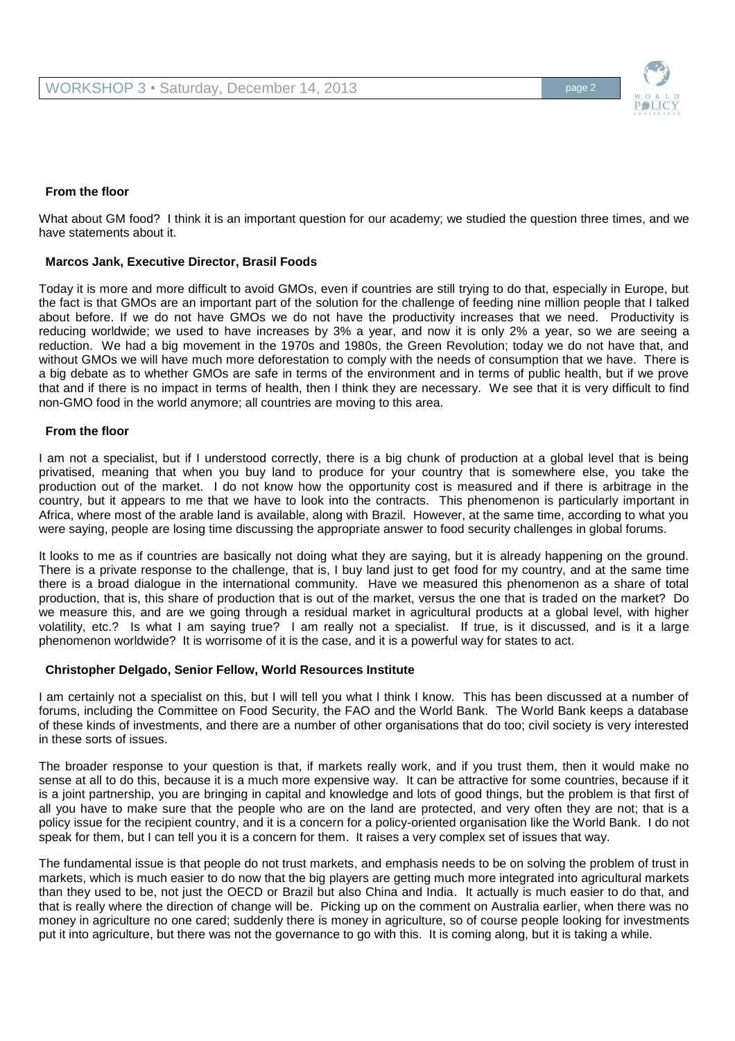**From the floor**

What about GM food? I think it is an important question for our academy; we studied the question three times, and we have statements about it.

**Marcos Jank, Executive Director, Brasil Foods**

Today it is more and more difficult to avoid GMOs, even if countries are still trying to do that, especially in Europe, but the fact is that GMOs are an important part of the solution for the challenge of feeding nine million people that I talked about before. If we do not have GMOs we do not have the productivity increases that we need. Productivity is reducing worldwide; we used to have increases by 3% a year, and now it is only 2% a year, so we are seeing a reduction. We had a big movement in the 1970s and 1980s, the Green Revolution; today we do not have that, and without GMOs we will have much more deforestation to comply with the needs of consumption that we have. There is a big debate as to whether GMOs are safe in terms of the environment and in terms of public health, but if we prove that and if there is no impact in terms of health, then I think they are necessary. We see that it is very difficult to find non-GMO food in the world anymore; all countries are moving to this area.

**From the floor**

I am not a specialist, but if I understood correctly, there is a big chunk of production at a global level that is being privatised, meaning that when you buy land to produce for your country that is somewhere else, you take the production out of the market. I do not know how the opportunity cost is measured and if there is arbitrage in the country, but it appears to me that we have to look into the contracts. This phenomenon is particularly important in Africa, where most of the arable land is available, along with Brazil. However, at the same time, according to what you were saying, people are losing time discussing the appropriate answer to food security challenges in global forums.

It looks to me as if countries are basically not doing what they are saying, but it is already happening on the ground. There is a private response to the challenge, that is, I buy land just to get food for my country, and at the same time there is a broad dialogue in the international community. Have we measured this phenomenon as a share of total production, that is, this share of production that is out of the market, versus the one that is traded on the market? Do we measure this, and are we going through a residual market in agricultural products at a global level, with higher volatility, etc.? Is what I am saying true? I am really not a specialist. If true, is it discussed, and is it a large phenomenon worldwide? It is worrisome of it is the case, and it is a powerful way for states to act.

**Christopher Delgado, Senior Fellow, World Resources Institute**

I am certainly not a specialist on this, but I will tell you what I think I know. This has been discussed at a number of forums, including the Committee on Food Security, the FAO and the World Bank. The World Bank keeps a database of these kinds of investments, and there are a number of other organisations that do too; civil society is very interested in these sorts of issues.

The broader response to your question is that, if markets really work, and if you trust them, then it would make no sense at all to do this, because it is a much more expensive way. It can be attractive for some countries, because if it is a joint partnership, you are bringing in capital and knowledge and lots of good things, but the problem is that first of all you have to make sure that the people who are on the land are protected, and very often they are not; that is a policy issue for the recipient country, and it is a concern for a policy-oriented organisation like the World Bank. I do not speak for them, but I can tell you it is a concern for them. It raises a very complex set of issues that way.

The fundamental issue is that people do not trust markets, and emphasis needs to be on solving the problem of trust in markets, which is much easier to do now that the big players are getting much more integrated into agricultural markets than they used to be, not just the OECD or Brazil but also China and India. It actually is much easier to do that, and that is really where the direction of change will be. Picking up on the comment on Australia earlier, when there was no money in agriculture no one cared; suddenly there is money in agriculture, so of course people looking for investments put it into agriculture, but there was not the governance to go with this. It is coming along, but it is taking a while.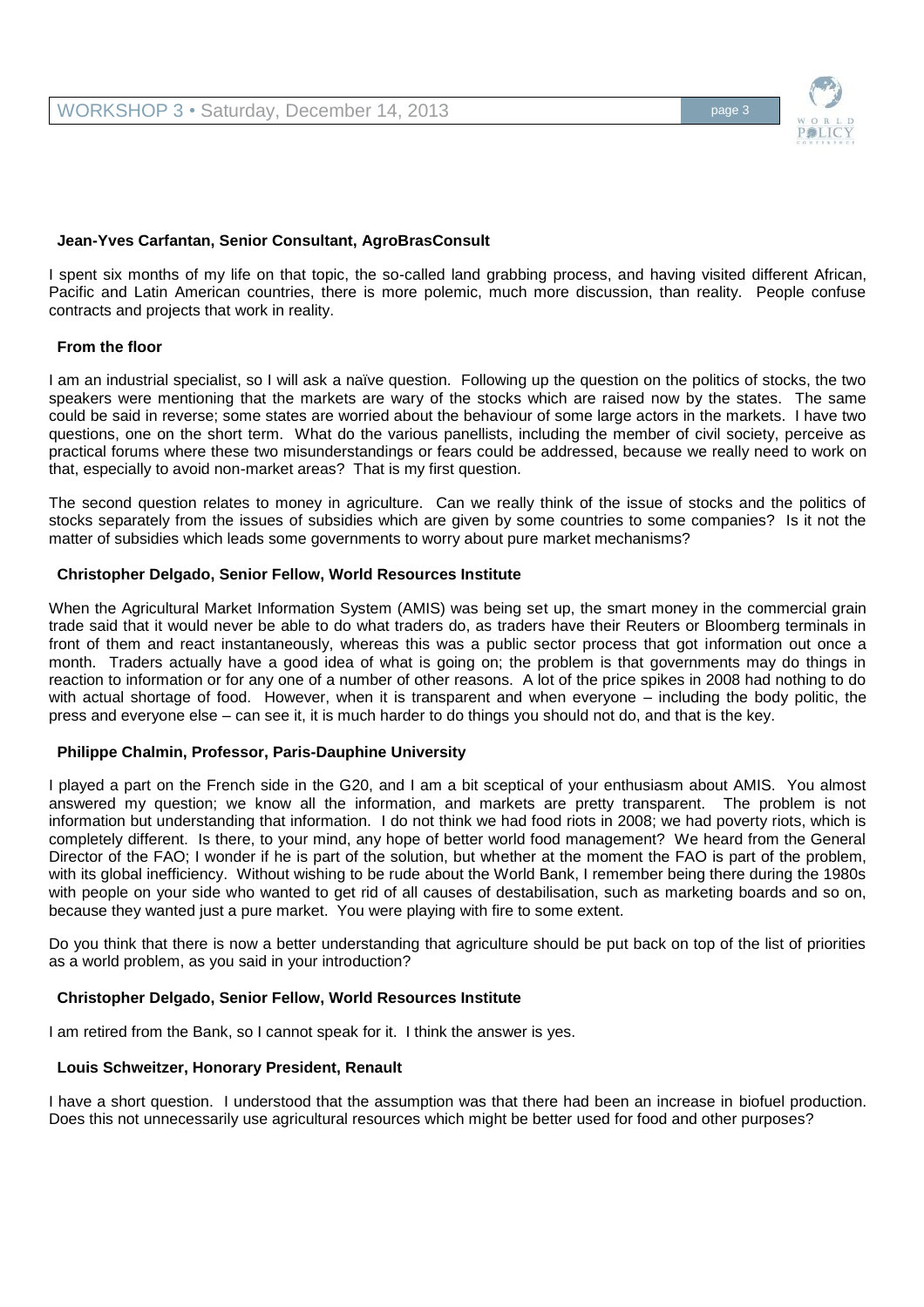**Jean-Yves Carfantan, Senior Consultant, AgroBrasConsult**

I spent six months of my life on that topic, the so-called land grabbing process, and having visited different African, Pacific and Latin American countries, there is more polemic, much more discussion, than reality. People confuse contracts and projects that work in reality.

**From the floor**

I am an industrial specialist, so I will ask a naïve question. Following up the question on the politics of stocks, the two speakers were mentioning that the markets are wary of the stocks which are raised now by the states. The same could be said in reverse; some states are worried about the behaviour of some large actors in the markets. I have two questions, one on the short term. What do the various panellists, including the member of civil society, perceive as practical forums where these two misunderstandings or fears could be addressed, because we really need to work on that, especially to avoid non-market areas? That is my first question.

The second question relates to money in agriculture. Can we really think of the issue of stocks and the politics of stocks separately from the issues of subsidies which are given by some countries to some companies? Is it not the matter of subsidies which leads some governments to worry about pure market mechanisms?

**Christopher Delgado, Senior Fellow, World Resources Institute**

When the Agricultural Market Information System (AMIS) was being set up, the smart money in the commercial grain trade said that it would never be able to do what traders do, as traders have their Reuters or Bloomberg terminals in front of them and react instantaneously, whereas this was a public sector process that got information out once a month. Traders actually have a good idea of what is going on; the problem is that governments may do things in reaction to information or for any one of a number of other reasons. A lot of the price spikes in 2008 had nothing to do with actual shortage of food. However, when it is transparent and when everyone – including the body politic, the press and everyone else – can see it, it is much harder to do things you should not do, and that is the key.

**Philippe Chalmin, Professor, Paris-Dauphine University**

I played a part on the French side in the G20, and I am a bit sceptical of your enthusiasm about AMIS. You almost answered my question; we know all the information, and markets are pretty transparent. The problem is not information but understanding that information. I do not think we had food riots in 2008; we had poverty riots, which is completely different. Is there, to your mind, any hope of better world food management? We heard from the General Director of the FAO; I wonder if he is part of the solution, but whether at the moment the FAO is part of the problem, with its global inefficiency. Without wishing to be rude about the World Bank, I remember being there during the 1980s with people on your side who wanted to get rid of all causes of destabilisation, such as marketing boards and so on, because they wanted just a pure market. You were playing with fire to some extent.

Do you think that there is now a better understanding that agriculture should be put back on top of the list of priorities as a world problem, as you said in your introduction?

**Christopher Delgado, Senior Fellow, World Resources Institute**

I am retired from the Bank, so I cannot speak for it. I think the answer is yes.

**Louis Schweitzer, Honorary President, Renault**

I have a short question. I understood that the assumption was that there had been an increase in biofuel production. Does this not unnecessarily use agricultural resources which might be better used for food and other purposes?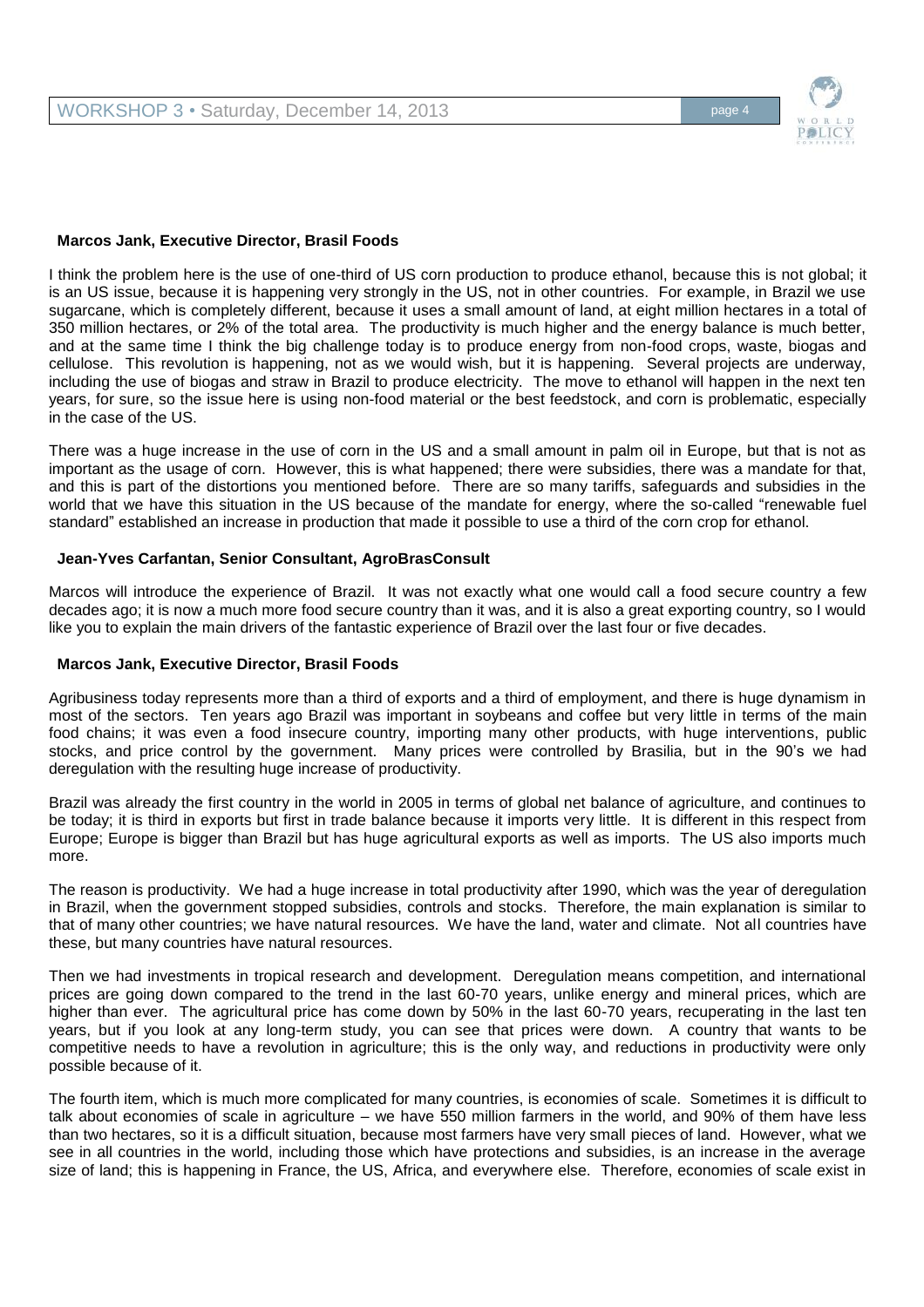**Marcos Jank, Executive Director, Brasil Foods**

I think the problem here is the use of one-third of US corn production to produce ethanol, because this is not global; it is an US issue, because it is happening very strongly in the US, not in other countries. For example, in Brazil we use sugarcane, which is completely different, because it uses a small amount of land, at eight million hectares in a total of 350 million hectares, or 2% of the total area. The productivity is much higher and the energy balance is much better, and at the same time I think the big challenge today is to produce energy from non-food crops, waste, biogas and cellulose. This revolution is happening, not as we would wish, but it is happening. Several projects are underway, including the use of biogas and straw in Brazil to produce electricity. The move to ethanol will happen in the next ten years, for sure, so the issue here is using non-food material or the best feedstock, and corn is problematic, especially in the case of the US.

There was a huge increase in the use of corn in the US and a small amount in palm oil in Europe, but that is not as important as the usage of corn. However, this is what happened; there were subsidies, there was a mandate for that, and this is part of the distortions you mentioned before. There are so many tariffs, safeguards and subsidies in the world that we have this situation in the US because of the mandate for energy, where the so-called "renewable fuel standard" established an increase in production that made it possible to use a third of the corn crop for ethanol.

**Jean-Yves Carfantan, Senior Consultant, AgroBrasConsult**

Marcos will introduce the experience of Brazil. It was not exactly what one would call a food secure country a few decades ago; it is now a much more food secure country than it was, and it is also a great exporting country, so I would like you to explain the main drivers of the fantastic experience of Brazil over the last four or five decades.

**Marcos Jank, Executive Director, Brasil Foods**

Agribusiness today represents more than a third of exports and a third of employment, and there is huge dynamism in most of the sectors. Ten years ago Brazil was important in soybeans and coffee but very little in terms of the main food chains; it was even a food insecure country, importing many other products, with huge interventions, public stocks, and price control by the government. Many prices were controlled by Brasilia, but in the 90's we had deregulation with the resulting huge increase of productivity.

Brazil was already the first country in the world in 2005 in terms of global net balance of agriculture, and continues to be today; it is third in exports but first in trade balance because it imports very little. It is different in this respect from Europe; Europe is bigger than Brazil but has huge agricultural exports as well as imports. The US also imports much more.

The reason is productivity. We had a huge increase in total productivity after 1990, which was the year of deregulation in Brazil, when the government stopped subsidies, controls and stocks. Therefore, the main explanation is similar to that of many other countries; we have natural resources. We have the land, water and climate. Not all countries have these, but many countries have natural resources.

Then we had investments in tropical research and development. Deregulation means competition, and international prices are going down compared to the trend in the last 60-70 years, unlike energy and mineral prices, which are higher than ever. The agricultural price has come down by 50% in the last 60-70 years, recuperating in the last ten years, but if you look at any long-term study, you can see that prices were down. A country that wants to be competitive needs to have a revolution in agriculture; this is the only way, and reductions in productivity were only possible because of it.

The fourth item, which is much more complicated for many countries, is economies of scale. Sometimes it is difficult to talk about economies of scale in agriculture – we have 550 million farmers in the world, and 90% of them have less than two hectares, so it is a difficult situation, because most farmers have very small pieces of land. However, what we see in all countries in the world, including those which have protections and subsidies, is an increase in the average size of land; this is happening in France, the US, Africa, and everywhere else. Therefore, economies of scale exist in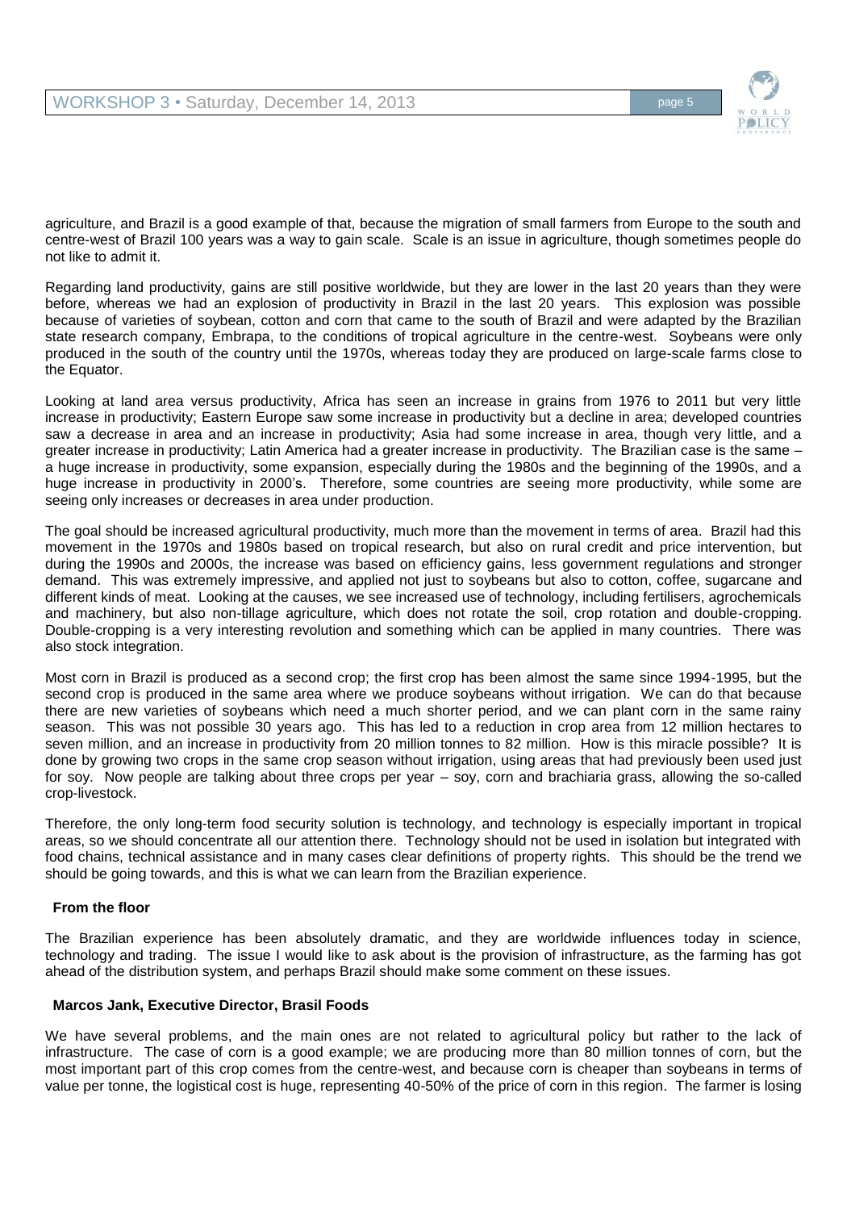agriculture, and Brazil is a good example of that, because the migration of small farmers from Europe to the south and centre-west of Brazil 100 years was a way to gain scale. Scale is an issue in agriculture, though sometimes people do not like to admit it.

Regarding land productivity, gains are still positive worldwide, but they are lower in the last 20 years than they were before, whereas we had an explosion of productivity in Brazil in the last 20 years. This explosion was possible because of varieties of soybean, cotton and corn that came to the south of Brazil and were adapted by the Brazilian state research company, Embrapa, to the conditions of tropical agriculture in the centre-west. Soybeans were only produced in the south of the country until the 1970s, whereas today they are produced on large-scale farms close to the Equator.

Looking at land area versus productivity, Africa has seen an increase in grains from 1976 to 2011 but very little increase in productivity; Eastern Europe saw some increase in productivity but a decline in area; developed countries saw a decrease in area and an increase in productivity; Asia had some increase in area, though very little, and a greater increase in productivity; Latin America had a greater increase in productivity. The Brazilian case is the same – a huge increase in productivity, some expansion, especially during the 1980s and the beginning of the 1990s, and a huge increase in productivity in 2000's. Therefore, some countries are seeing more productivity, while some are seeing only increases or decreases in area under production.

The goal should be increased agricultural productivity, much more than the movement in terms of area. Brazil had this movement in the 1970s and 1980s based on tropical research, but also on rural credit and price intervention, but during the 1990s and 2000s, the increase was based on efficiency gains, less government regulations and stronger demand. This was extremely impressive, and applied not just to soybeans but also to cotton, coffee, sugarcane and different kinds of meat. Looking at the causes, we see increased use of technology, including fertilisers, agrochemicals and machinery, but also non-tillage agriculture, which does not rotate the soil, crop rotation and double-cropping. Double-cropping is a very interesting revolution and something which can be applied in many countries. There was also stock integration.

Most corn in Brazil is produced as a second crop; the first crop has been almost the same since 1994-1995, but the second crop is produced in the same area where we produce soybeans without irrigation. We can do that because there are new varieties of soybeans which need a much shorter period, and we can plant corn in the same rainy season. This was not possible 30 years ago. This has led to a reduction in crop area from 12 million hectares to seven million, and an increase in productivity from 20 million tonnes to 82 million. How is this miracle possible? It is done by growing two crops in the same crop season without irrigation, using areas that had previously been used just for soy. Now people are talking about three crops per year – soy, corn and brachiaria grass, allowing the so-called crop-livestock.

Therefore, the only long-term food security solution is technology, and technology is especially important in tropical areas, so we should concentrate all our attention there. Technology should not be used in isolation but integrated with food chains, technical assistance and in many cases clear definitions of property rights. This should be the trend we should be going towards, and this is what we can learn from the Brazilian experience.

**From the floor**

The Brazilian experience has been absolutely dramatic, and they are worldwide influences today in science, technology and trading. The issue I would like to ask about is the provision of infrastructure, as the farming has got ahead of the distribution system, and perhaps Brazil should make some comment on these issues.

**Marcos Jank, Executive Director, Brasil Foods**

We have several problems, and the main ones are not related to agricultural policy but rather to the lack of infrastructure. The case of corn is a good example; we are producing more than 80 million tonnes of corn, but the most important part of this crop comes from the centre-west, and because corn is cheaper than soybeans in terms of value per tonne, the logistical cost is huge, representing 40-50% of the price of corn in this region. The farmer is losing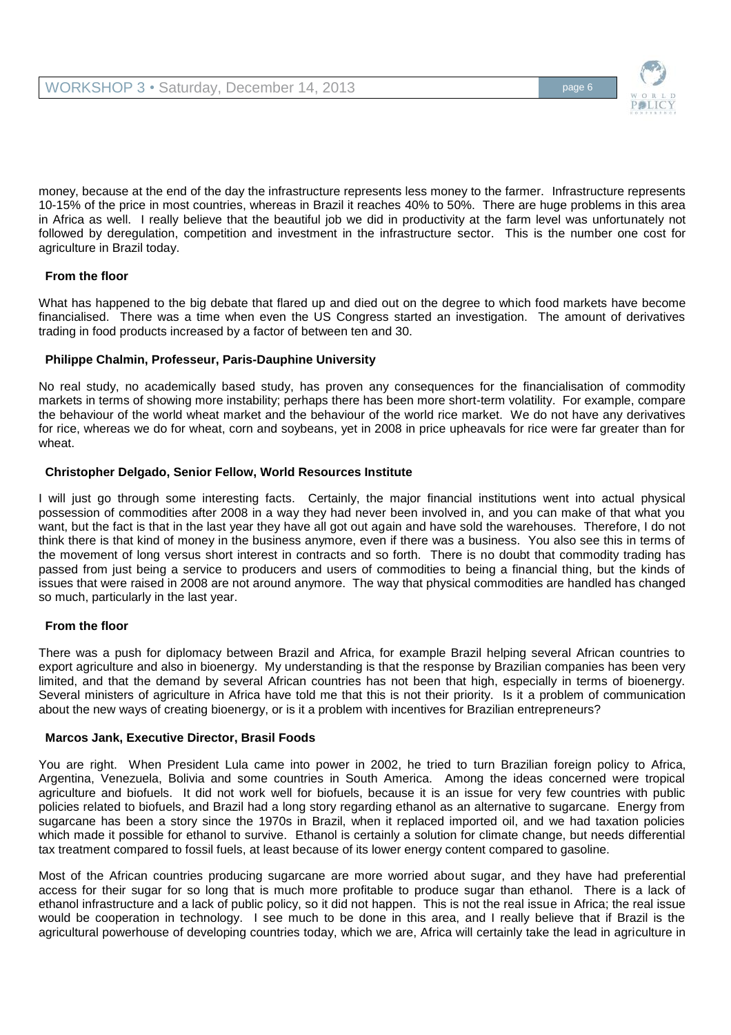money, because at the end of the day the infrastructure represents less money to the farmer. Infrastructure represents 10-15% of the price in most countries, whereas in Brazil it reaches 40% to 50%. There are huge problems in this area in Africa as well. I really believe that the beautiful job we did in productivity at the farm level was unfortunately not followed by deregulation, competition and investment in the infrastructure sector. This is the number one cost for agriculture in Brazil today.

**From the floor**

What has happened to the big debate that flared up and died out on the degree to which food markets have become financialised. There was a time when even the US Congress started an investigation. The amount of derivatives trading in food products increased by a factor of between ten and 30.

**Philippe Chalmin, Professeur, Paris-Dauphine University**

No real study, no academically based study, has proven any consequences for the financialisation of commodity markets in terms of showing more instability; perhaps there has been more short-term volatility. For example, compare the behaviour of the world wheat market and the behaviour of the world rice market. We do not have any derivatives for rice, whereas we do for wheat, corn and soybeans, yet in 2008 in price upheavals for rice were far greater than for wheat.

**Christopher Delgado, Senior Fellow, World Resources Institute**

I will just go through some interesting facts. Certainly, the major financial institutions went into actual physical possession of commodities after 2008 in a way they had never been involved in, and you can make of that what you want, but the fact is that in the last year they have all got out again and have sold the warehouses. Therefore, I do not think there is that kind of money in the business anymore, even if there was a business. You also see this in terms of the movement of long versus short interest in contracts and so forth. There is no doubt that commodity trading has passed from just being a service to producers and users of commodities to being a financial thing, but the kinds of issues that were raised in 2008 are not around anymore. The way that physical commodities are handled has changed so much, particularly in the last year.

**From the floor**

There was a push for diplomacy between Brazil and Africa, for example Brazil helping several African countries to export agriculture and also in bioenergy. My understanding is that the response by Brazilian companies has been very limited, and that the demand by several African countries has not been that high, especially in terms of bioenergy. Several ministers of agriculture in Africa have told me that this is not their priority. Is it a problem of communication about the new ways of creating bioenergy, or is it a problem with incentives for Brazilian entrepreneurs?

**Marcos Jank, Executive Director, Brasil Foods**

You are right. When President Lula came into power in 2002, he tried to turn Brazilian foreign policy to Africa, Argentina, Venezuela, Bolivia and some countries in South America. Among the ideas concerned were tropical agriculture and biofuels. It did not work well for biofuels, because it is an issue for very few countries with public policies related to biofuels, and Brazil had a long story regarding ethanol as an alternative to sugarcane. Energy from sugarcane has been a story since the 1970s in Brazil, when it replaced imported oil, and we had taxation policies which made it possible for ethanol to survive. Ethanol is certainly a solution for climate change, but needs differential tax treatment compared to fossil fuels, at least because of its lower energy content compared to gasoline.

Most of the African countries producing sugarcane are more worried about sugar, and they have had preferential access for their sugar for so long that is much more profitable to produce sugar than ethanol. There is a lack of ethanol infrastructure and a lack of public policy, so it did not happen. This is not the real issue in Africa; the real issue would be cooperation in technology. I see much to be done in this area, and I really believe that if Brazil is the agricultural powerhouse of developing countries today, which we are, Africa will certainly take the lead in agriculture in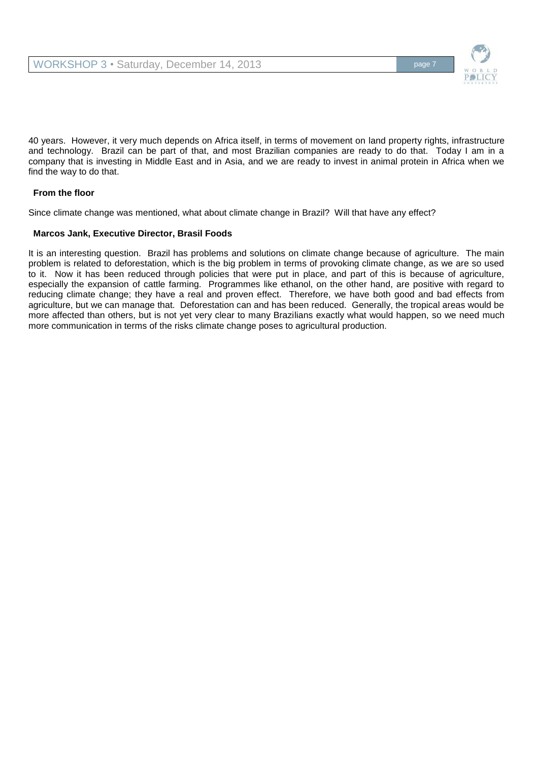40 years. However, it very much depends on Africa itself, in terms of movement on land property rights, infrastructure and technology. Brazil can be part of that, and most Brazilian companies are ready to do that. Today I am in a company that is investing in Middle East and in Asia, and we are ready to invest in animal protein in Africa when we find the way to do that.

**From the floor**

Since climate change was mentioned, what about climate change in Brazil? Will that have any effect?

**Marcos Jank, Executive Director, Brasil Foods**

It is an interesting question. Brazil has problems and solutions on climate change because of agriculture. The main problem is related to deforestation, which is the big problem in terms of provoking climate change, as we are so used to it. Now it has been reduced through policies that were put in place, and part of this is because of agriculture, especially the expansion of cattle farming. Programmes like ethanol, on the other hand, are positive with regard to reducing climate change; they have a real and proven effect. Therefore, we have both good and bad effects from agriculture, but we can manage that. Deforestation can and has been reduced. Generally, the tropical areas would be more affected than others, but is not yet very clear to many Brazilians exactly what would happen, so we need much more communication in terms of the risks climate change poses to agricultural production.